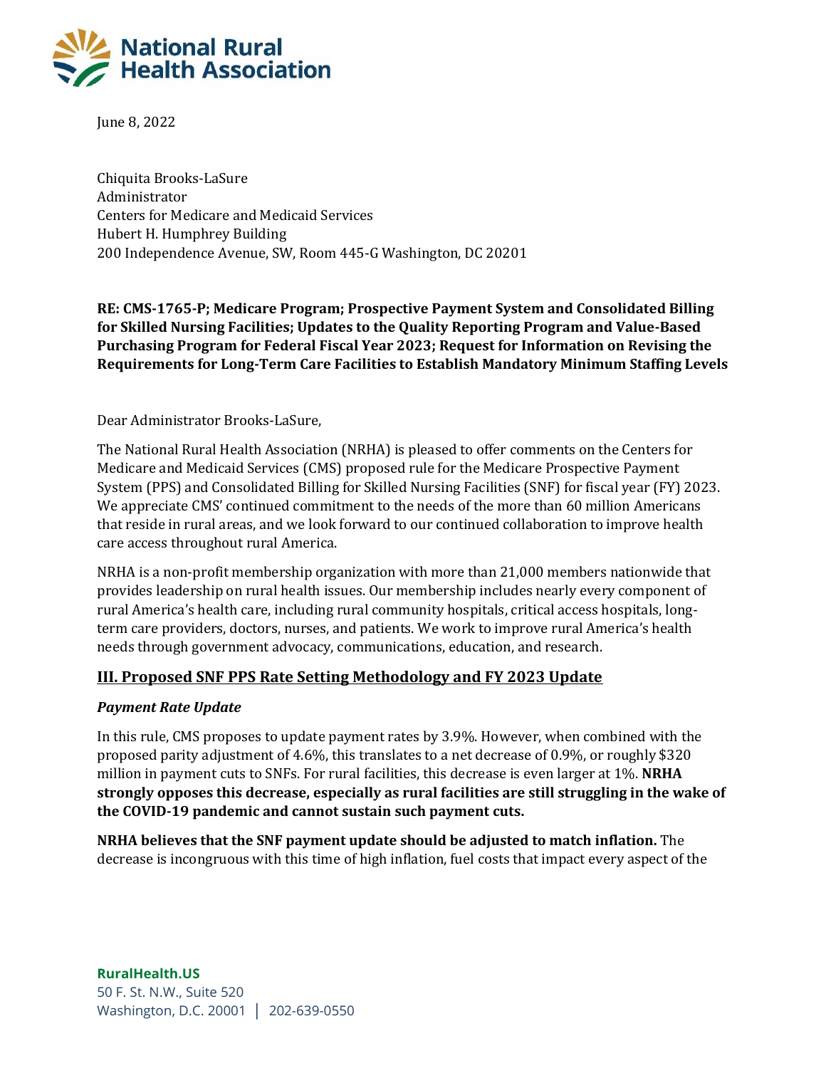June 8, 2022

Chiquita Brooks-LaSure
Administrator
Centers for Medicare and Medicaid Services
Hubert H. Humphrey Building
200 Independence Avenue, SW, Room 445-G Washington, DC 20201

**RE: CMS-1765-P; Medicare Program; Prospective Payment System and Consolidated Billing for Skilled Nursing Facilities; Updates to the Quality Reporting Program and Value-Based Purchasing Program for Federal Fiscal Year 2023; Request for Information on Revising the Requirements for Long-Term Care Facilities to Establish Mandatory Minimum Staffing Levels**

Dear Administrator Brooks-LaSure,

The National Rural Health Association (NRHA) is pleased to offer comments on the Centers for Medicare and Medicaid Services (CMS) proposed rule for the Medicare Prospective Payment System (PPS) and Consolidated Billing for Skilled Nursing Facilities (SNF) for fiscal year (FY) 2023. We appreciate CMS' continued commitment to the needs of the more than 60 million Americans that reside in rural areas, and we look forward to our continued collaboration to improve health care access throughout rural America.

NRHA is a non-profit membership organization with more than 21,000 members nationwide that provides leadership on rural health issues. Our membership includes nearly every component of rural America's health care, including rural community hospitals, critical access hospitals, long-term care providers, doctors, nurses, and patients. We work to improve rural America's health needs through government advocacy, communications, education, and research.

## III. Proposed SNF PPS Rate Setting Methodology and FY 2023 Update

### *Payment Rate Update*

In this rule, CMS proposes to update payment rates by 3.9%. However, when combined with the proposed parity adjustment of 4.6%, this translates to a net decrease of 0.9%, or roughly $320 million in payment cuts to SNFs. For rural facilities, this decrease is even larger at 1%. **NRHA strongly opposes this decrease, especially as rural facilities are still struggling in the wake of the COVID-19 pandemic and cannot sustain such payment cuts.**

**NRHA believes that the SNF payment update should be adjusted to match inflation.** The decrease is incongruous with this time of high inflation, fuel costs that impact every aspect of the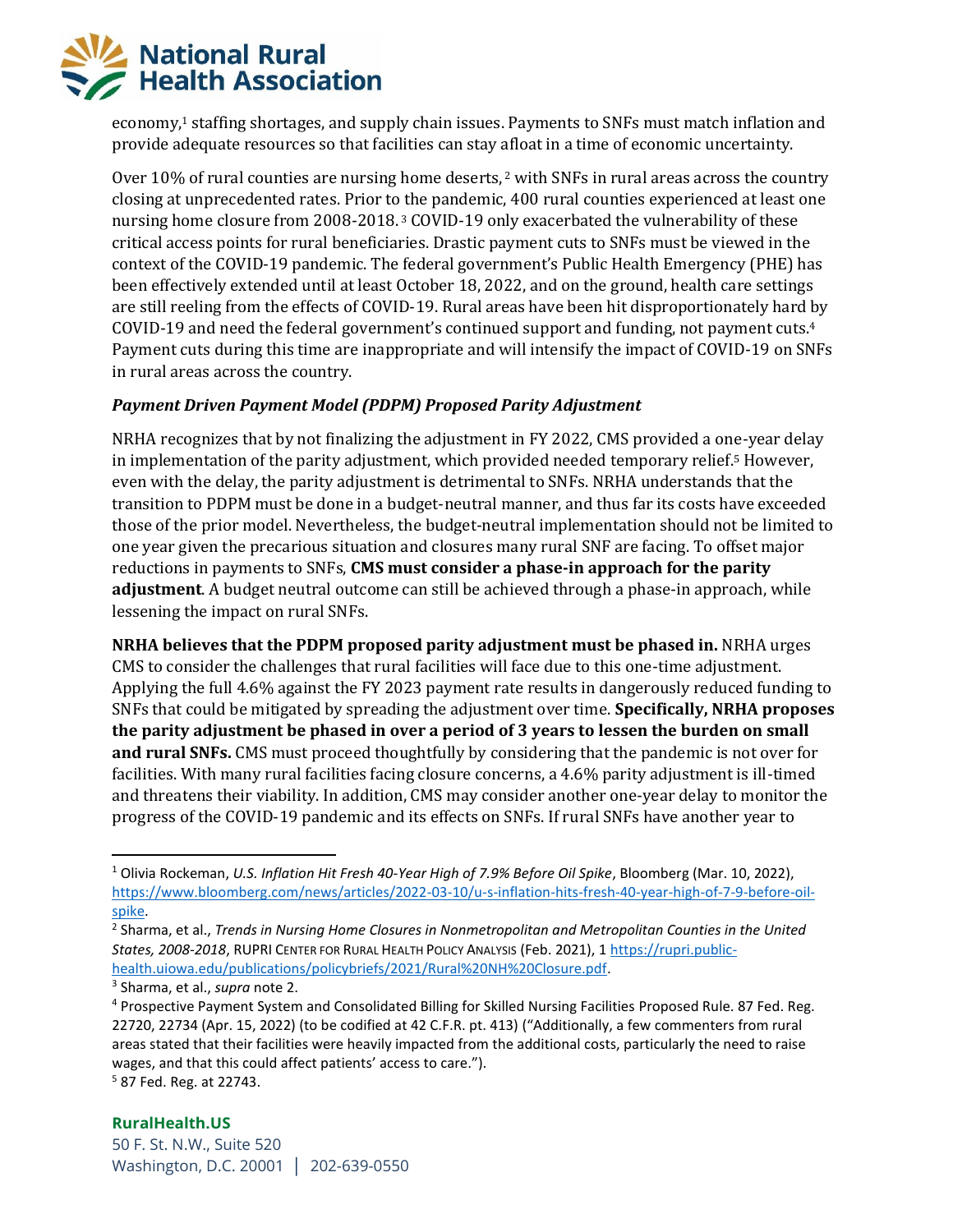economy,[1] staffing shortages, and supply chain issues. Payments to SNFs must match inflation and provide adequate resources so that facilities can stay afloat in a time of economic uncertainty.

Over 10% of rural counties are nursing home deserts,[2] with SNFs in rural areas across the country closing at unprecedented rates. Prior to the pandemic, 400 rural counties experienced at least one nursing home closure from 2008-2018.[3] COVID-19 only exacerbated the vulnerability of these critical access points for rural beneficiaries. Drastic payment cuts to SNFs must be viewed in the context of the COVID-19 pandemic. The federal government's Public Health Emergency (PHE) has been effectively extended until at least October 18, 2022, and on the ground, health care settings are still reeling from the effects of COVID-19. Rural areas have been hit disproportionately hard by COVID-19 and need the federal government's continued support and funding, not payment cuts.[4] Payment cuts during this time are inappropriate and will intensify the impact of COVID-19 on SNFs in rural areas across the country.

***Payment Driven Payment Model (PDPM) Proposed Parity Adjustment***

NRHA recognizes that by not finalizing the adjustment in FY 2022, CMS provided a one-year delay in implementation of the parity adjustment, which provided needed temporary relief.[5] However, even with the delay, the parity adjustment is detrimental to SNFs. NRHA understands that the transition to PDPM must be done in a budget-neutral manner, and thus far its costs have exceeded those of the prior model. Nevertheless, the budget-neutral implementation should not be limited to one year given the precarious situation and closures many rural SNF are facing. To offset major reductions in payments to SNFs, **CMS must consider a phase-in approach for the parity adjustment**. A budget neutral outcome can still be achieved through a phase-in approach, while lessening the impact on rural SNFs.

**NRHA believes that the PDPM proposed parity adjustment must be phased in.** NRHA urges CMS to consider the challenges that rural facilities will face due to this one-time adjustment. Applying the full 4.6% against the FY 2023 payment rate results in dangerously reduced funding to SNFs that could be mitigated by spreading the adjustment over time. **Specifically, NRHA proposes the parity adjustment be phased in over a period of 3 years to lessen the burden on small and rural SNFs.** CMS must proceed thoughtfully by considering that the pandemic is not over for facilities. With many rural facilities facing closure concerns, a 4.6% parity adjustment is ill-timed and threatens their viability. In addition, CMS may consider another one-year delay to monitor the progress of the COVID-19 pandemic and its effects on SNFs. If rural SNFs have another year to

---

[1] Olivia Rockeman, *U.S. Inflation Hit Fresh 40-Year High of 7.9% Before Oil Spike*, Bloomberg (Mar. 10, 2022), https://www.bloomberg.com/news/articles/2022-03-10/u-s-inflation-hits-fresh-40-year-high-of-7-9-before-oil-spike.

[2] Sharma, et al., *Trends in Nursing Home Closures in Nonmetropolitan and Metropolitan Counties in the United States, 2008-2018*, RUPRI Center for Rural Health Policy Analysis (Feb. 2021), 1 https://rupri.public-health.uiowa.edu/publications/policybriefs/2021/Rural%20NH%20Closure.pdf.

[3] Sharma, et al., *supra* note 2.

[4] Prospective Payment System and Consolidated Billing for Skilled Nursing Facilities Proposed Rule. 87 Fed. Reg. 22720, 22734 (Apr. 15, 2022) (to be codified at 42 C.F.R. pt. 413) ("Additionally, a few commenters from rural areas stated that their facilities were heavily impacted from the additional costs, particularly the need to raise wages, and that this could affect patients' access to care.").

[5] 87 Fed. Reg. at 22743.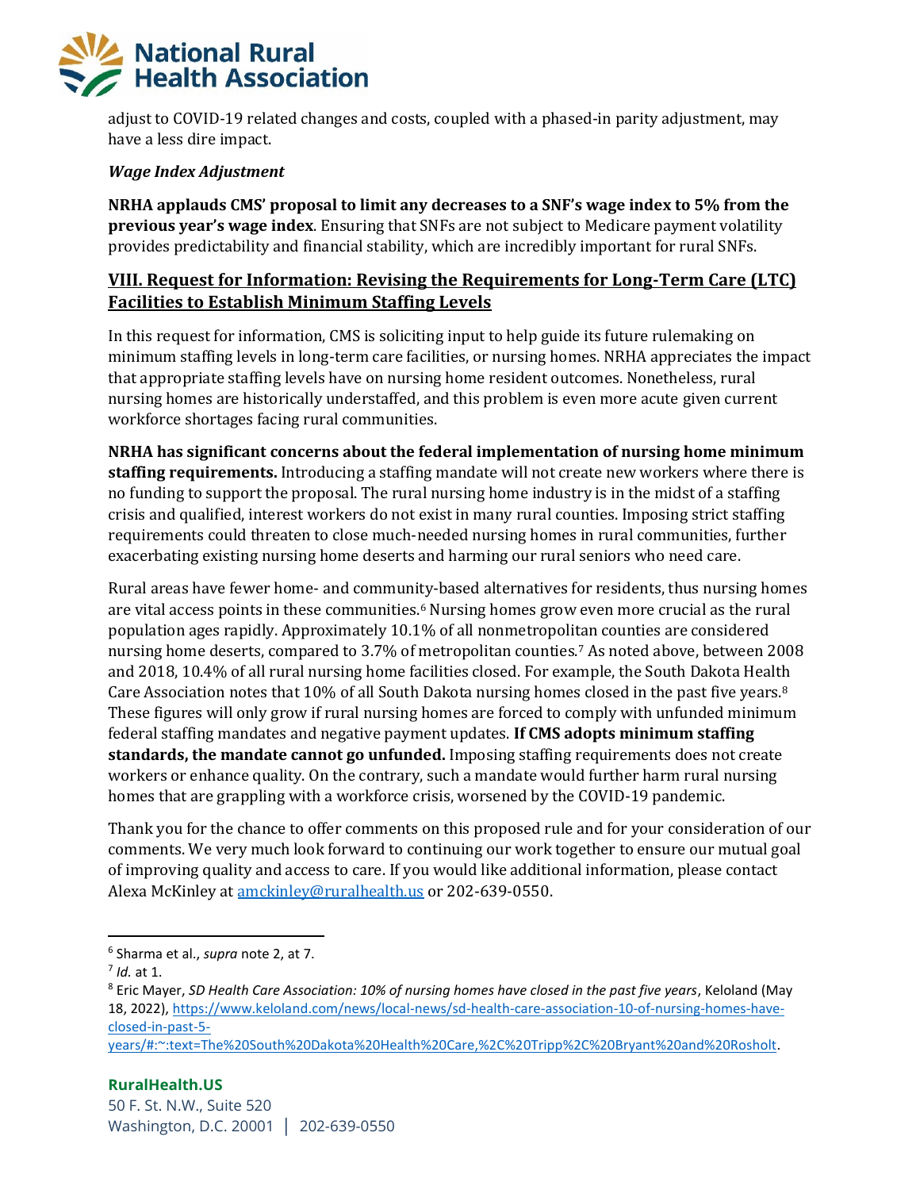adjust to COVID-19 related changes and costs, coupled with a phased-in parity adjustment, may have a less dire impact.

*Wage Index Adjustment*

**NRHA applauds CMS' proposal to limit any decreases to a SNF's wage index to 5% from the previous year's wage index**. Ensuring that SNFs are not subject to Medicare payment volatility provides predictability and financial stability, which are incredibly important for rural SNFs.

## VIII. Request for Information: Revising the Requirements for Long-Term Care (LTC) Facilities to Establish Minimum Staffing Levels

In this request for information, CMS is soliciting input to help guide its future rulemaking on minimum staffing levels in long-term care facilities, or nursing homes. NRHA appreciates the impact that appropriate staffing levels have on nursing home resident outcomes. Nonetheless, rural nursing homes are historically understaffed, and this problem is even more acute given current workforce shortages facing rural communities.

**NRHA has significant concerns about the federal implementation of nursing home minimum staffing requirements.** Introducing a staffing mandate will not create new workers where there is no funding to support the proposal. The rural nursing home industry is in the midst of a staffing crisis and qualified, interest workers do not exist in many rural counties. Imposing strict staffing requirements could threaten to close much-needed nursing homes in rural communities, further exacerbating existing nursing home deserts and harming our rural seniors who need care.

Rural areas have fewer home- and community-based alternatives for residents, thus nursing homes are vital access points in these communities.[6] Nursing homes grow even more crucial as the rural population ages rapidly. Approximately 10.1% of all nonmetropolitan counties are considered nursing home deserts, compared to 3.7% of metropolitan counties.[7] As noted above, between 2008 and 2018, 10.4% of all rural nursing home facilities closed. For example, the South Dakota Health Care Association notes that 10% of all South Dakota nursing homes closed in the past five years.[8] These figures will only grow if rural nursing homes are forced to comply with unfunded minimum federal staffing mandates and negative payment updates. **If CMS adopts minimum staffing standards, the mandate cannot go unfunded.** Imposing staffing requirements does not create workers or enhance quality. On the contrary, such a mandate would further harm rural nursing homes that are grappling with a workforce crisis, worsened by the COVID-19 pandemic.

Thank you for the chance to offer comments on this proposed rule and for your consideration of our comments. We very much look forward to continuing our work together to ensure our mutual goal of improving quality and access to care. If you would like additional information, please contact Alexa McKinley at amckinley@ruralhealth.us or 202-639-0550.

---

[6] Sharma et al., *supra* note 2, at 7.

[7] *Id.* at 1.

[8] Eric Mayer, *SD Health Care Association: 10% of nursing homes have closed in the past five years*, Keloland (May 18, 2022), https://www.keloland.com/news/local-news/sd-health-care-association-10-of-nursing-homes-have-closed-in-past-5-years/#:~:text=The%20South%20Dakota%20Health%20Care,%2C%20Tripp%2C%20Bryant%20and%20Rosholt.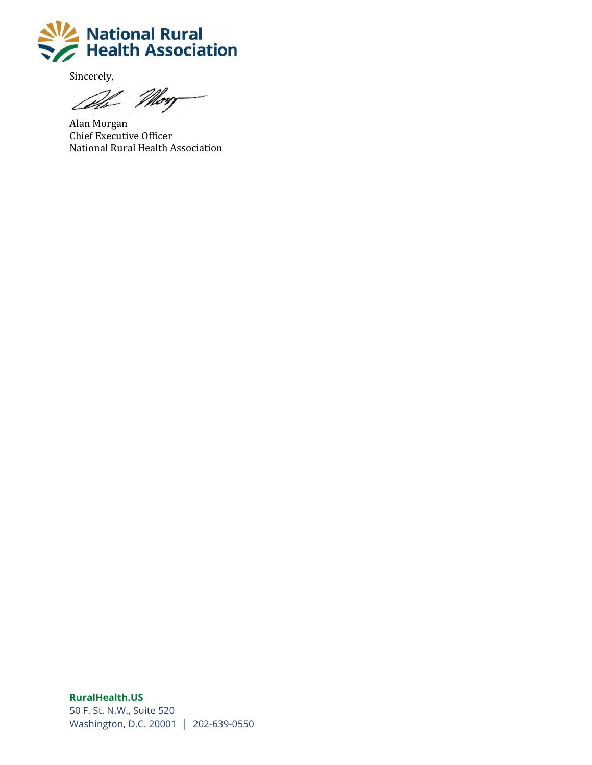Sincerely,

Alan Morgan
Chief Executive Officer
National Rural Health Association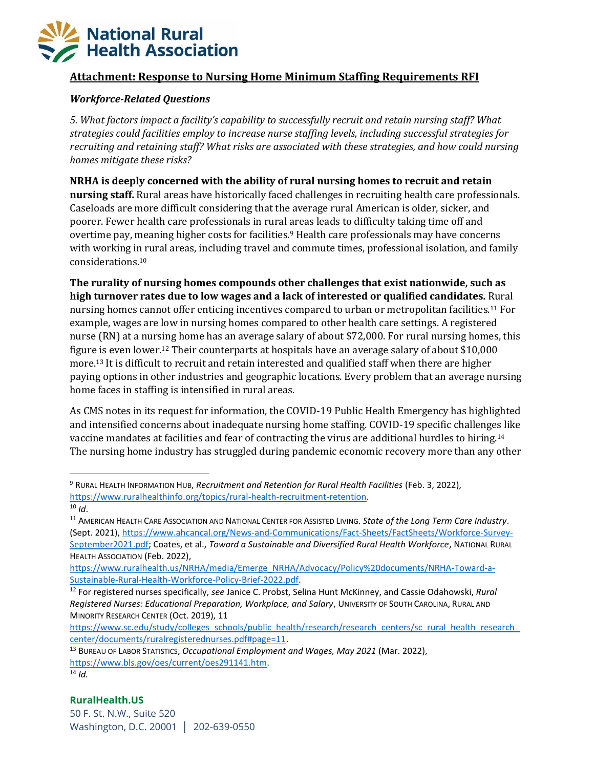## Attachment: Response to Nursing Home Minimum Staffing Requirements RFI

### *Workforce-Related Questions*

*5. What factors impact a facility's capability to successfully recruit and retain nursing staff? What strategies could facilities employ to increase nurse staffing levels, including successful strategies for recruiting and retaining staff? What risks are associated with these strategies, and how could nursing homes mitigate these risks?*

**NRHA is deeply concerned with the ability of rural nursing homes to recruit and retain nursing staff.** Rural areas have historically faced challenges in recruiting health care professionals. Caseloads are more difficult considering that the average rural American is older, sicker, and poorer. Fewer health care professionals in rural areas leads to difficulty taking time off and overtime pay, meaning higher costs for facilities.[9] Health care professionals may have concerns with working in rural areas, including travel and commute times, professional isolation, and family considerations.[10]

**The rurality of nursing homes compounds other challenges that exist nationwide, such as high turnover rates due to low wages and a lack of interested or qualified candidates.** Rural nursing homes cannot offer enticing incentives compared to urban or metropolitan facilities.[11] For example, wages are low in nursing homes compared to other health care settings. A registered nurse (RN) at a nursing home has an average salary of about $72,000. For rural nursing homes, this figure is even lower.[12] Their counterparts at hospitals have an average salary of about $10,000 more.[13] It is difficult to recruit and retain interested and qualified staff when there are higher paying options in other industries and geographic locations. Every problem that an average nursing home faces in staffing is intensified in rural areas.

As CMS notes in its request for information, the COVID-19 Public Health Emergency has highlighted and intensified concerns about inadequate nursing home staffing. COVID-19 specific challenges like vaccine mandates at facilities and fear of contracting the virus are additional hurdles to hiring.[14] The nursing home industry has struggled during pandemic economic recovery more than any other

---

[9] Rural Health Information Hub, *Recruitment and Retention for Rural Health Facilities* (Feb. 3, 2022), https://www.ruralhealthinfo.org/topics/rural-health-recruitment-retention.

[10] *Id*.

[11] American Health Care Association and National Center for Assisted Living. *State of the Long Term Care Industry*. (Sept. 2021), https://www.ahcancal.org/News-and-Communications/Fact-Sheets/FactSheets/Workforce-Survey-September2021.pdf; Coates, et al., *Toward a Sustainable and Diversified Rural Health Workforce*, National Rural Health Association (Feb. 2022), https://www.ruralhealth.us/NRHA/media/Emerge_NRHA/Advocacy/Policy%20documents/NRHA-Toward-a-Sustainable-Rural-Health-Workforce-Policy-Brief-2022.pdf.

[12] For registered nurses specifically, *see* Janice C. Probst, Selina Hunt McKinney, and Cassie Odahowski, *Rural Registered Nurses: Educational Preparation, Workplace, and Salary*, University of South Carolina, Rural and Minority Research Center (Oct. 2019), 11 https://www.sc.edu/study/colleges_schools/public_health/research/research_centers/sc_rural_health_research_center/documents/ruralregisterednurses.pdf#page=11.

[13] Bureau of Labor Statistics, *Occupational Employment and Wages, May 2021* (Mar. 2022), https://www.bls.gov/oes/current/oes291141.htm.

[14] *Id.*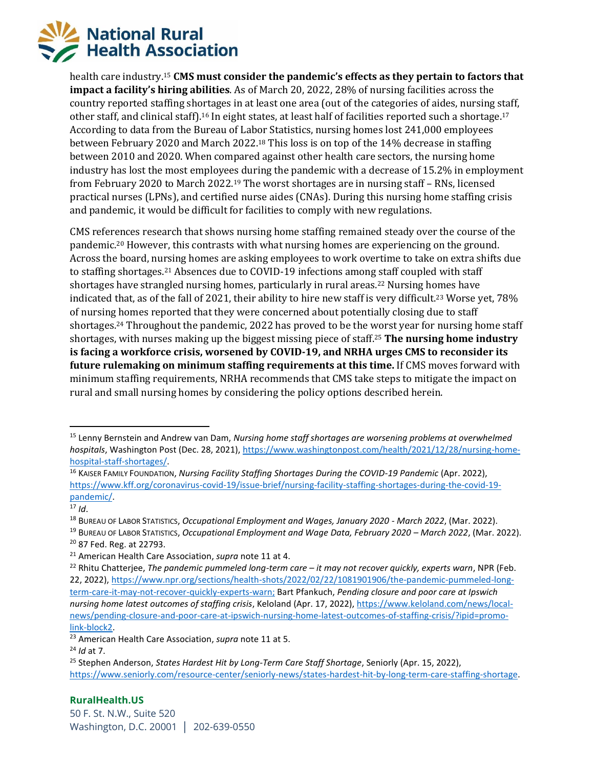health care industry.[15] **CMS must consider the pandemic's effects as they pertain to factors that impact a facility's hiring abilities**. As of March 20, 2022, 28% of nursing facilities across the country reported staffing shortages in at least one area (out of the categories of aides, nursing staff, other staff, and clinical staff).[16] In eight states, at least half of facilities reported such a shortage.[17] According to data from the Bureau of Labor Statistics, nursing homes lost 241,000 employees between February 2020 and March 2022.[18] This loss is on top of the 14% decrease in staffing between 2010 and 2020. When compared against other health care sectors, the nursing home industry has lost the most employees during the pandemic with a decrease of 15.2% in employment from February 2020 to March 2022.[19] The worst shortages are in nursing staff – RNs, licensed practical nurses (LPNs), and certified nurse aides (CNAs). During this nursing home staffing crisis and pandemic, it would be difficult for facilities to comply with new regulations.

CMS references research that shows nursing home staffing remained steady over the course of the pandemic.[20] However, this contrasts with what nursing homes are experiencing on the ground. Across the board, nursing homes are asking employees to work overtime to take on extra shifts due to staffing shortages.[21] Absences due to COVID-19 infections among staff coupled with staff shortages have strangled nursing homes, particularly in rural areas.[22] Nursing homes have indicated that, as of the fall of 2021, their ability to hire new staff is very difficult.[23] Worse yet, 78% of nursing homes reported that they were concerned about potentially closing due to staff shortages.[24] Throughout the pandemic, 2022 has proved to be the worst year for nursing home staff shortages, with nurses making up the biggest missing piece of staff.[25] **The nursing home industry is facing a workforce crisis, worsened by COVID-19, and NRHA urges CMS to reconsider its future rulemaking on minimum staffing requirements at this time.** If CMS moves forward with minimum staffing requirements, NRHA recommends that CMS take steps to mitigate the impact on rural and small nursing homes by considering the policy options described herein.

---

[15] Lenny Bernstein and Andrew van Dam, *Nursing home staff shortages are worsening problems at overwhelmed hospitals*, Washington Post (Dec. 28, 2021), https://www.washingtonpost.com/health/2021/12/28/nursing-home-hospital-staff-shortages/.

[16] Kaiser Family Foundation, *Nursing Facility Staffing Shortages During the COVID-19 Pandemic* (Apr. 2022), https://www.kff.org/coronavirus-covid-19/issue-brief/nursing-facility-staffing-shortages-during-the-covid-19-pandemic/.

[17] *Id*.

[18] Bureau of Labor Statistics, *Occupational Employment and Wages, January 2020 - March 2022*, (Mar. 2022).

[19] Bureau of Labor Statistics, *Occupational Employment and Wage Data, February 2020 – March 2022*, (Mar. 2022).

[20] 87 Fed. Reg. at 22793.

[21] American Health Care Association, *supra* note 11 at 4.

[22] Rhitu Chatterjee, *The pandemic pummeled long-term care – it may not recover quickly, experts warn*, NPR (Feb. 22, 2022), https://www.npr.org/sections/health-shots/2022/02/22/1081901906/the-pandemic-pummeled-long-term-care-it-may-not-recover-quickly-experts-warn; Bart Pfankuch, *Pending closure and poor care at Ipswich nursing home latest outcomes of staffing crisis*, Keloland (Apr. 17, 2022), https://www.keloland.com/local-news/pending-closure-and-poor-care-at-ipswich-nursing-home-latest-outcomes-of-staffing-crisis/?ipid=promo-link-block2.

[23] American Health Care Association, *supra* note 11 at 5.

[24] *Id* at 7.

[25] Stephen Anderson, *States Hardest Hit by Long-Term Care Staff Shortage*, Seniorly (Apr. 15, 2022), https://www.seniorly.com/resource-center/seniorly-news/states-hardest-hit-by-long-term-care-staffing-shortage.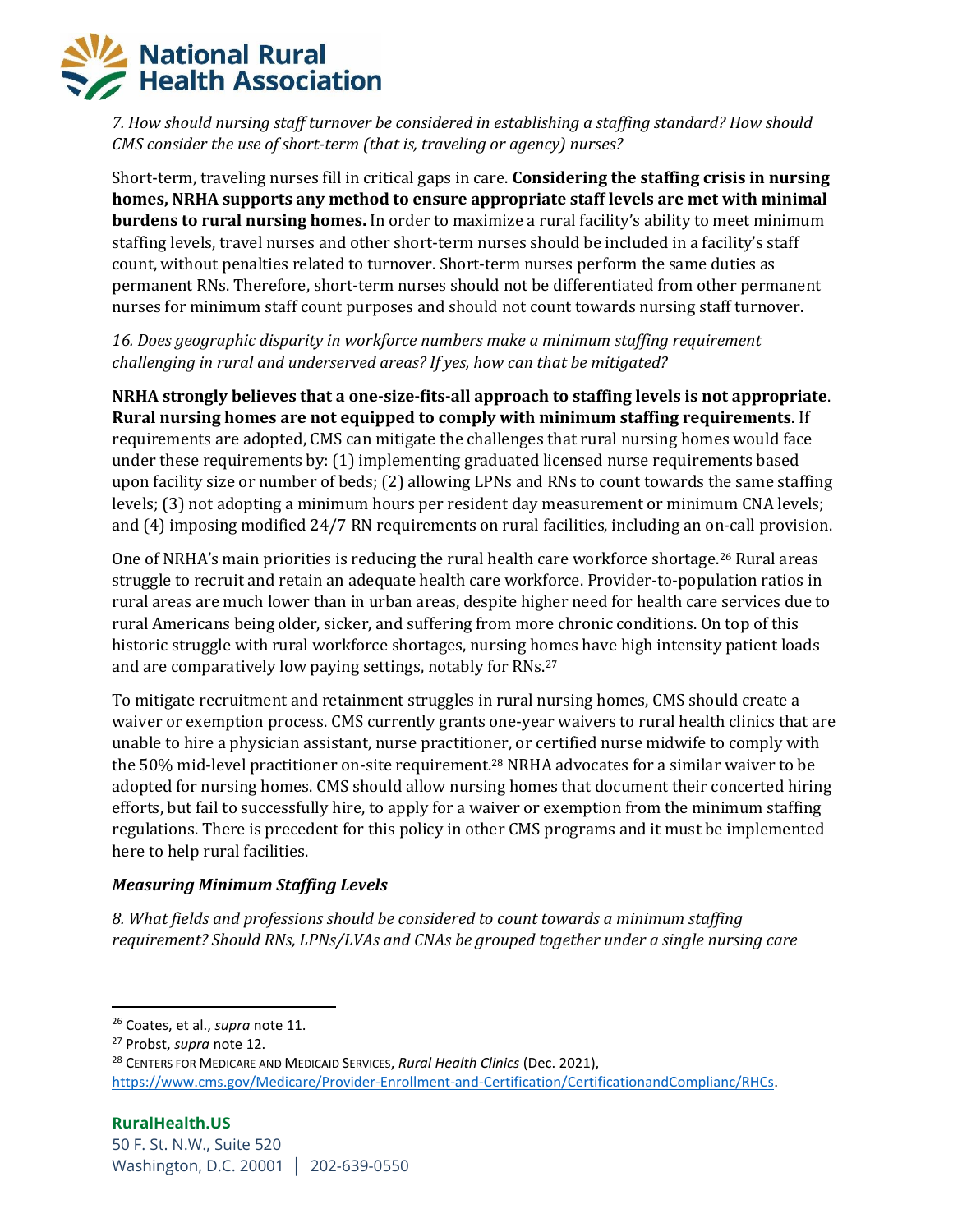*7. How should nursing staff turnover be considered in establishing a staffing standard? How should CMS consider the use of short-term (that is, traveling or agency) nurses?*

Short-term, traveling nurses fill in critical gaps in care. **Considering the staffing crisis in nursing homes, NRHA supports any method to ensure appropriate staff levels are met with minimal burdens to rural nursing homes.** In order to maximize a rural facility's ability to meet minimum staffing levels, travel nurses and other short-term nurses should be included in a facility's staff count, without penalties related to turnover. Short-term nurses perform the same duties as permanent RNs. Therefore, short-term nurses should not be differentiated from other permanent nurses for minimum staff count purposes and should not count towards nursing staff turnover.

*16. Does geographic disparity in workforce numbers make a minimum staffing requirement challenging in rural and underserved areas? If yes, how can that be mitigated?*

**NRHA strongly believes that a one-size-fits-all approach to staffing levels is not appropriate. Rural nursing homes are not equipped to comply with minimum staffing requirements.** If requirements are adopted, CMS can mitigate the challenges that rural nursing homes would face under these requirements by: (1) implementing graduated licensed nurse requirements based upon facility size or number of beds; (2) allowing LPNs and RNs to count towards the same staffing levels; (3) not adopting a minimum hours per resident day measurement or minimum CNA levels; and (4) imposing modified 24/7 RN requirements on rural facilities, including an on-call provision.

One of NRHA's main priorities is reducing the rural health care workforce shortage.[26] Rural areas struggle to recruit and retain an adequate health care workforce. Provider-to-population ratios in rural areas are much lower than in urban areas, despite higher need for health care services due to rural Americans being older, sicker, and suffering from more chronic conditions. On top of this historic struggle with rural workforce shortages, nursing homes have high intensity patient loads and are comparatively low paying settings, notably for RNs.[27]

To mitigate recruitment and retainment struggles in rural nursing homes, CMS should create a waiver or exemption process. CMS currently grants one-year waivers to rural health clinics that are unable to hire a physician assistant, nurse practitioner, or certified nurse midwife to comply with the 50% mid-level practitioner on-site requirement.[28] NRHA advocates for a similar waiver to be adopted for nursing homes. CMS should allow nursing homes that document their concerted hiring efforts, but fail to successfully hire, to apply for a waiver or exemption from the minimum staffing regulations. There is precedent for this policy in other CMS programs and it must be implemented here to help rural facilities.

### *Measuring Minimum Staffing Levels*

*8. What fields and professions should be considered to count towards a minimum staffing requirement? Should RNs, LPNs/LVAs and CNAs be grouped together under a single nursing care*

---

[26] Coates, et al., *supra* note 11.

[27] Probst, *supra* note 12.

[28] CENTERS FOR MEDICARE AND MEDICAID SERVICES, *Rural Health Clinics* (Dec. 2021), https://www.cms.gov/Medicare/Provider-Enrollment-and-Certification/CertificationandComplianc/RHCs.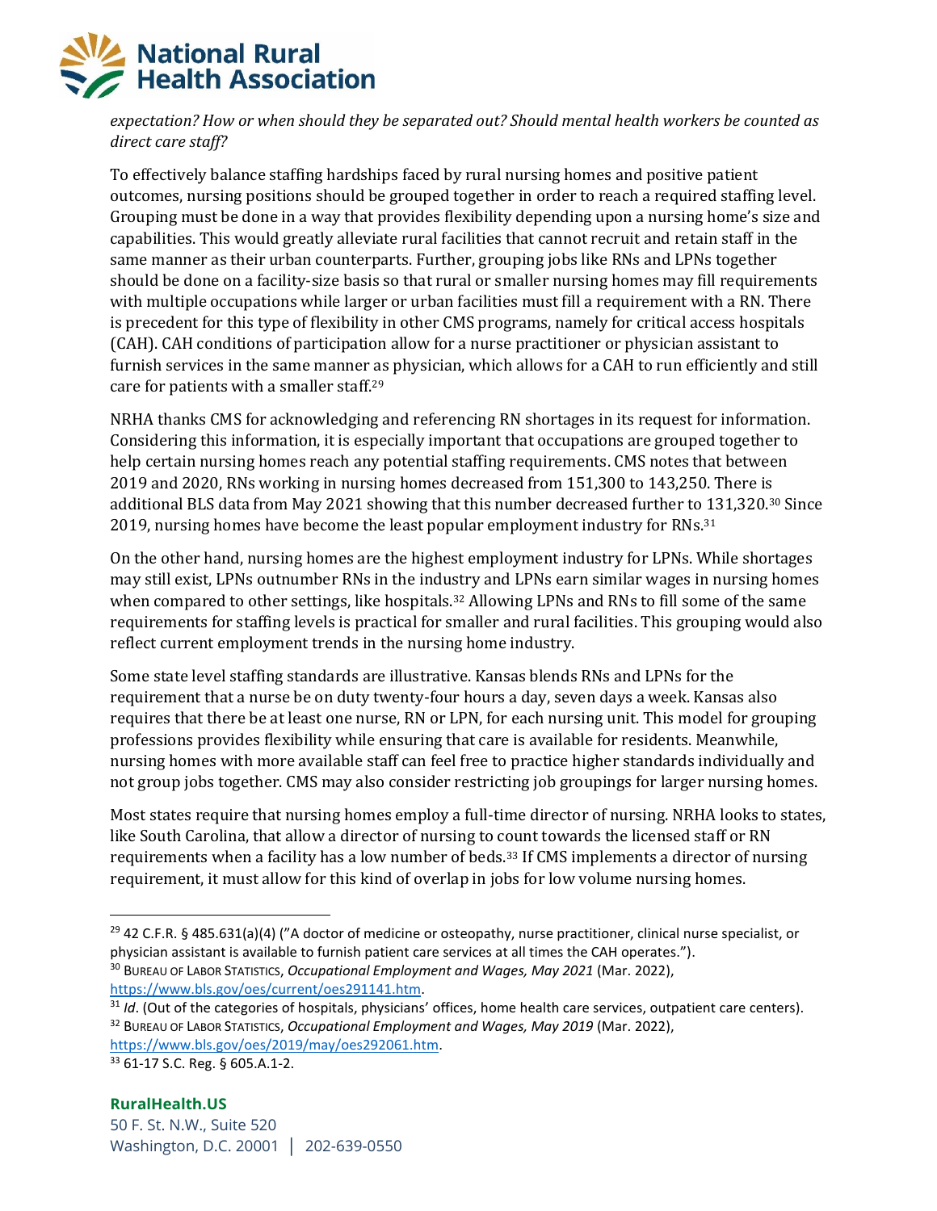*expectation? How or when should they be separated out? Should mental health workers be counted as direct care staff?*

To effectively balance staffing hardships faced by rural nursing homes and positive patient outcomes, nursing positions should be grouped together in order to reach a required staffing level. Grouping must be done in a way that provides flexibility depending upon a nursing home's size and capabilities. This would greatly alleviate rural facilities that cannot recruit and retain staff in the same manner as their urban counterparts. Further, grouping jobs like RNs and LPNs together should be done on a facility-size basis so that rural or smaller nursing homes may fill requirements with multiple occupations while larger or urban facilities must fill a requirement with a RN. There is precedent for this type of flexibility in other CMS programs, namely for critical access hospitals (CAH). CAH conditions of participation allow for a nurse practitioner or physician assistant to furnish services in the same manner as physician, which allows for a CAH to run efficiently and still care for patients with a smaller staff.[29]

NRHA thanks CMS for acknowledging and referencing RN shortages in its request for information. Considering this information, it is especially important that occupations are grouped together to help certain nursing homes reach any potential staffing requirements. CMS notes that between 2019 and 2020, RNs working in nursing homes decreased from 151,300 to 143,250. There is additional BLS data from May 2021 showing that this number decreased further to 131,320.[30] Since 2019, nursing homes have become the least popular employment industry for RNs.[31]

On the other hand, nursing homes are the highest employment industry for LPNs. While shortages may still exist, LPNs outnumber RNs in the industry and LPNs earn similar wages in nursing homes when compared to other settings, like hospitals.[32] Allowing LPNs and RNs to fill some of the same requirements for staffing levels is practical for smaller and rural facilities. This grouping would also reflect current employment trends in the nursing home industry.

Some state level staffing standards are illustrative. Kansas blends RNs and LPNs for the requirement that a nurse be on duty twenty-four hours a day, seven days a week. Kansas also requires that there be at least one nurse, RN or LPN, for each nursing unit. This model for grouping professions provides flexibility while ensuring that care is available for residents. Meanwhile, nursing homes with more available staff can feel free to practice higher standards individually and not group jobs together. CMS may also consider restricting job groupings for larger nursing homes.

Most states require that nursing homes employ a full-time director of nursing. NRHA looks to states, like South Carolina, that allow a director of nursing to count towards the licensed staff or RN requirements when a facility has a low number of beds.[33] If CMS implements a director of nursing requirement, it must allow for this kind of overlap in jobs for low volume nursing homes.

---

[29] 42 C.F.R. § 485.631(a)(4) ("A doctor of medicine or osteopathy, nurse practitioner, clinical nurse specialist, or physician assistant is available to furnish patient care services at all times the CAH operates.").

[30] Bureau of Labor Statistics, *Occupational Employment and Wages, May 2021* (Mar. 2022), https://www.bls.gov/oes/current/oes291141.htm.

[31] *Id*. (Out of the categories of hospitals, physicians' offices, home health care services, outpatient care centers).

[32] Bureau of Labor Statistics, *Occupational Employment and Wages, May 2019* (Mar. 2022), https://www.bls.gov/oes/2019/may/oes292061.htm.

[33] 61-17 S.C. Reg. § 605.A.1-2.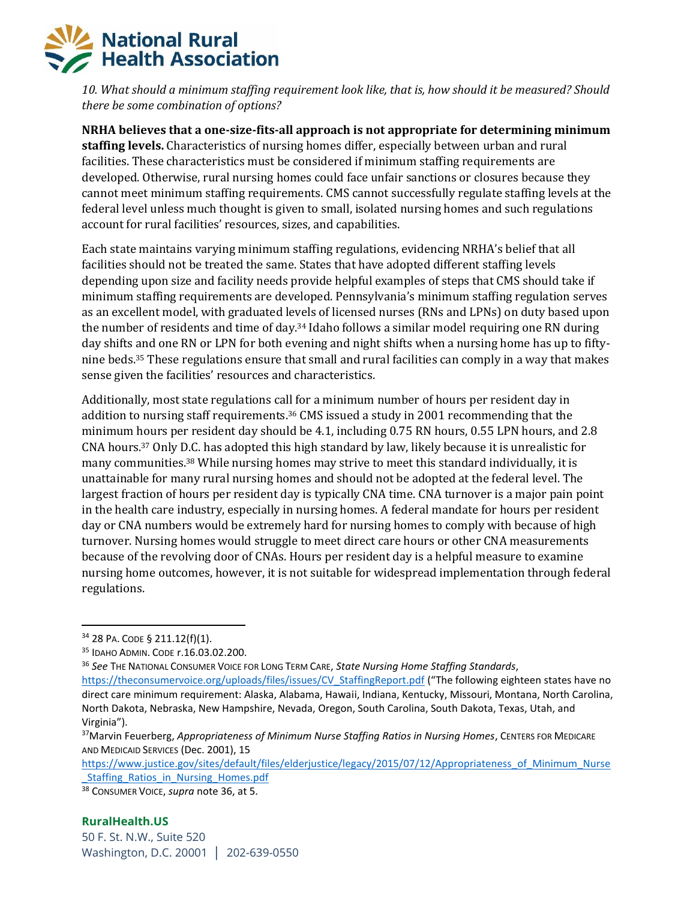*10. What should a minimum staffing requirement look like, that is, how should it be measured? Should there be some combination of options?*

**NRHA believes that a one-size-fits-all approach is not appropriate for determining minimum staffing levels.** Characteristics of nursing homes differ, especially between urban and rural facilities. These characteristics must be considered if minimum staffing requirements are developed. Otherwise, rural nursing homes could face unfair sanctions or closures because they cannot meet minimum staffing requirements. CMS cannot successfully regulate staffing levels at the federal level unless much thought is given to small, isolated nursing homes and such regulations account for rural facilities' resources, sizes, and capabilities.

Each state maintains varying minimum staffing regulations, evidencing NRHA's belief that all facilities should not be treated the same. States that have adopted different staffing levels depending upon size and facility needs provide helpful examples of steps that CMS should take if minimum staffing requirements are developed. Pennsylvania's minimum staffing regulation serves as an excellent model, with graduated levels of licensed nurses (RNs and LPNs) on duty based upon the number of residents and time of day.[34] Idaho follows a similar model requiring one RN during day shifts and one RN or LPN for both evening and night shifts when a nursing home has up to fifty-nine beds.[35] These regulations ensure that small and rural facilities can comply in a way that makes sense given the facilities' resources and characteristics.

Additionally, most state regulations call for a minimum number of hours per resident day in addition to nursing staff requirements.[36] CMS issued a study in 2001 recommending that the minimum hours per resident day should be 4.1, including 0.75 RN hours, 0.55 LPN hours, and 2.8 CNA hours.[37] Only D.C. has adopted this high standard by law, likely because it is unrealistic for many communities.[38] While nursing homes may strive to meet this standard individually, it is unattainable for many rural nursing homes and should not be adopted at the federal level. The largest fraction of hours per resident day is typically CNA time. CNA turnover is a major pain point in the health care industry, especially in nursing homes. A federal mandate for hours per resident day or CNA numbers would be extremely hard for nursing homes to comply with because of high turnover. Nursing homes would struggle to meet direct care hours or other CNA measurements because of the revolving door of CNAs. Hours per resident day is a helpful measure to examine nursing home outcomes, however, it is not suitable for widespread implementation through federal regulations.

---

[34] 28 PA. CODE § 211.12(f)(1).

[35] IDAHO ADMIN. CODE r.16.03.02.200.

[36] *See* THE NATIONAL CONSUMER VOICE FOR LONG TERM CARE, *State Nursing Home Staffing Standards*, https://theconsumervoice.org/uploads/files/issues/CV_StaffingReport.pdf ("The following eighteen states have no direct care minimum requirement: Alaska, Alabama, Hawaii, Indiana, Kentucky, Missouri, Montana, North Carolina, North Dakota, Nebraska, New Hampshire, Nevada, Oregon, South Carolina, South Dakota, Texas, Utah, and Virginia").

[37] Marvin Feuerberg, *Appropriateness of Minimum Nurse Staffing Ratios in Nursing Homes*, CENTERS FOR MEDICARE AND MEDICAID SERVICES (Dec. 2001), 15 https://www.justice.gov/sites/default/files/elderjustice/legacy/2015/07/12/Appropriateness_of_Minimum_Nurse_Staffing_Ratios_in_Nursing_Homes.pdf

[38] CONSUMER VOICE, *supra* note 36, at 5.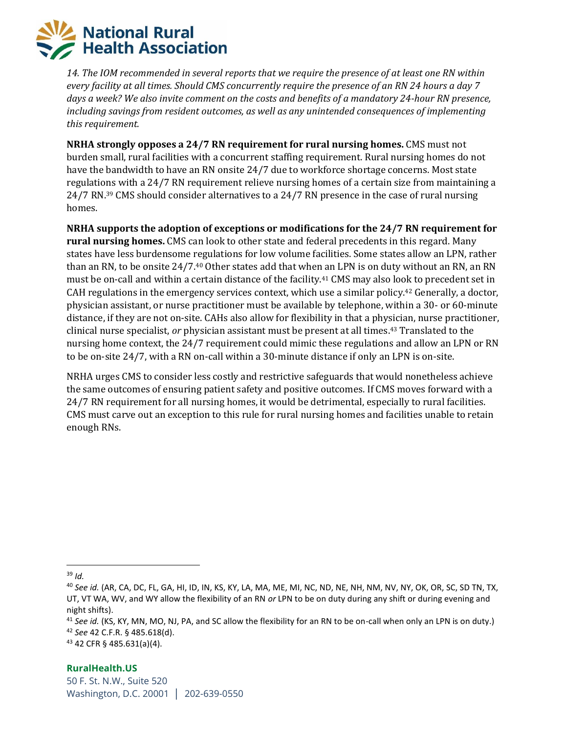*14. The IOM recommended in several reports that we require the presence of at least one RN within every facility at all times. Should CMS concurrently require the presence of an RN 24 hours a day 7 days a week? We also invite comment on the costs and benefits of a mandatory 24-hour RN presence, including savings from resident outcomes, as well as any unintended consequences of implementing this requirement.*

**NRHA strongly opposes a 24/7 RN requirement for rural nursing homes.** CMS must not burden small, rural facilities with a concurrent staffing requirement. Rural nursing homes do not have the bandwidth to have an RN onsite 24/7 due to workforce shortage concerns. Most state regulations with a 24/7 RN requirement relieve nursing homes of a certain size from maintaining a 24/7 RN.[39] CMS should consider alternatives to a 24/7 RN presence in the case of rural nursing homes.

**NRHA supports the adoption of exceptions or modifications for the 24/7 RN requirement for rural nursing homes.** CMS can look to other state and federal precedents in this regard. Many states have less burdensome regulations for low volume facilities. Some states allow an LPN, rather than an RN, to be onsite 24/7.[40] Other states add that when an LPN is on duty without an RN, an RN must be on-call and within a certain distance of the facility.[41] CMS may also look to precedent set in CAH regulations in the emergency services context, which use a similar policy.[42] Generally, a doctor, physician assistant, or nurse practitioner must be available by telephone, within a 30- or 60-minute distance, if they are not on-site. CAHs also allow for flexibility in that a physician, nurse practitioner, clinical nurse specialist, *or* physician assistant must be present at all times.[43] Translated to the nursing home context, the 24/7 requirement could mimic these regulations and allow an LPN or RN to be on-site 24/7, with a RN on-call within a 30-minute distance if only an LPN is on-site.

NRHA urges CMS to consider less costly and restrictive safeguards that would nonetheless achieve the same outcomes of ensuring patient safety and positive outcomes. If CMS moves forward with a 24/7 RN requirement for all nursing homes, it would be detrimental, especially to rural facilities. CMS must carve out an exception to this rule for rural nursing homes and facilities unable to retain enough RNs.

---

[39] *Id.*

[40] *See id.* (AR, CA, DC, FL, GA, HI, ID, IN, KS, KY, LA, MA, ME, MI, NC, ND, NE, NH, NM, NV, NY, OK, OR, SC, SD TN, TX, UT, VT WA, WV, and WY allow the flexibility of an RN *or* LPN to be on duty during any shift or during evening and night shifts).

[41] *See id.* (KS, KY, MN, MO, NJ, PA, and SC allow the flexibility for an RN to be on-call when only an LPN is on duty.)

[42] *See* 42 C.F.R. § 485.618(d).

[43] 42 CFR § 485.631(a)(4).